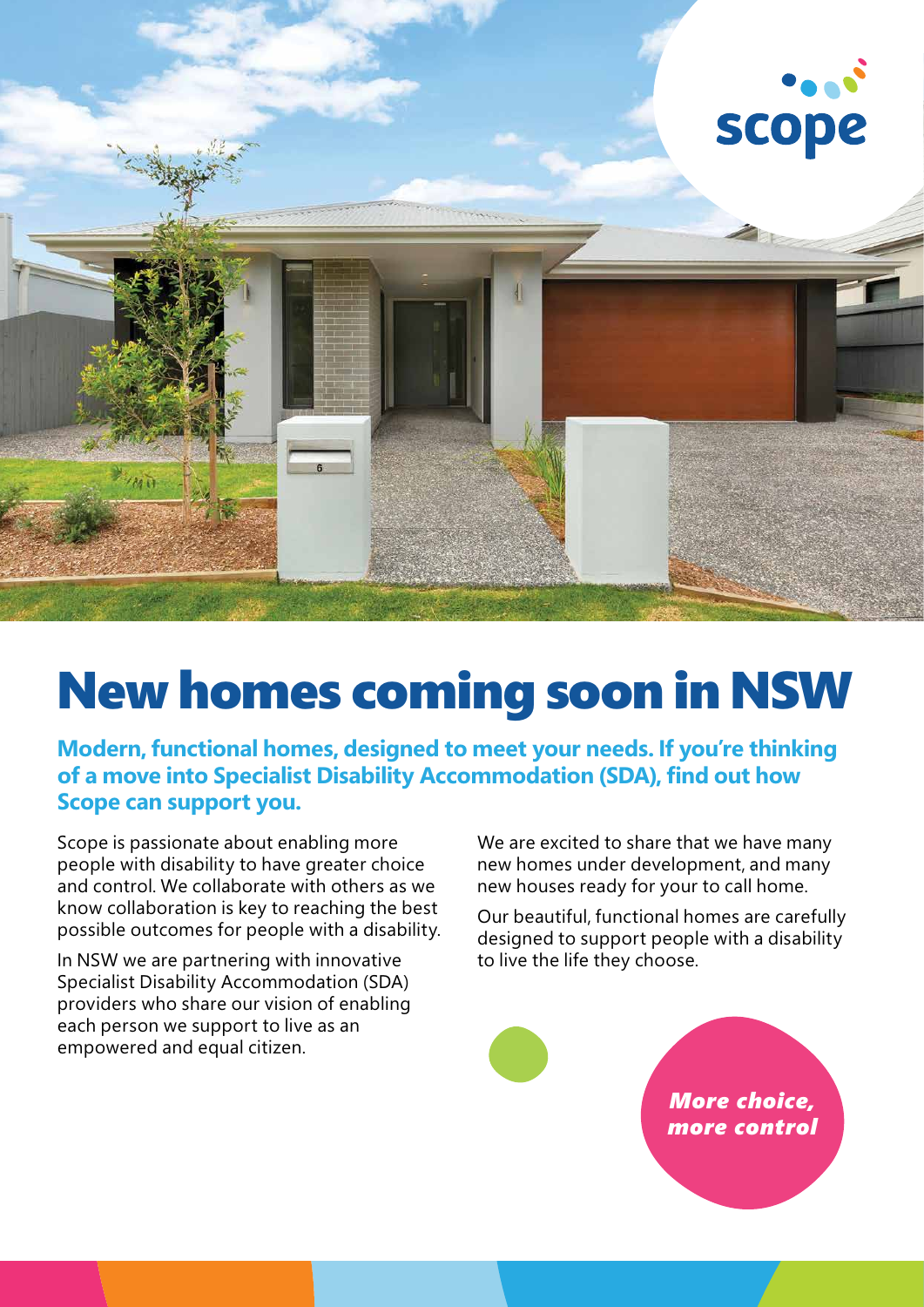# New homes coming soon in NSW

**Modern, functional homes, designed to meet your needs. If you're thinking of a move into Specialist Disability Accommodation (SDA), find out how Scope can support you.**

Scope is passionate about enabling more people with disability to have greater choice and control. We collaborate with others as we know collaboration is key to reaching the best possible outcomes for people with a disability.

In NSW we are partnering with innovative Specialist Disability Accommodation (SDA) providers who share our vision of enabling each person we support to live as an empowered and equal citizen.

We are excited to share that we have many new homes under development, and many new houses ready for your to call home.

Our beautiful, functional homes are carefully designed to support people with a disability to live the life they choose.

***More choice, more control***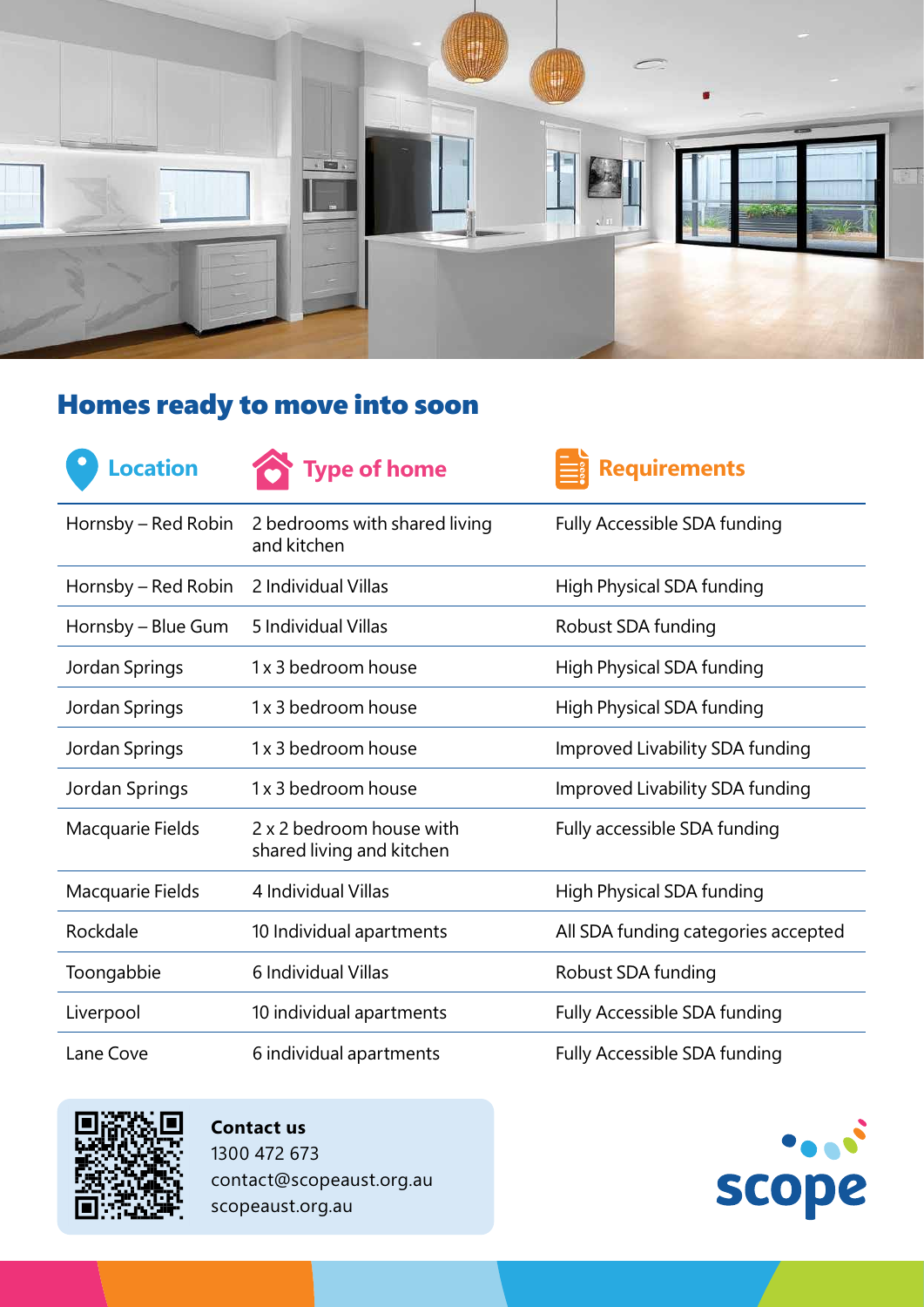## Homes ready to move into soon

| Location | Type of home | Requirements |
|---|---|---|
| Hornsby – Red Robin | 2 bedrooms with shared living and kitchen | Fully Accessible SDA funding |
| Hornsby – Red Robin | 2 Individual Villas | High Physical SDA funding |
| Hornsby – Blue Gum | 5 Individual Villas | Robust SDA funding |
| Jordan Springs | 1 x 3 bedroom house | High Physical SDA funding |
| Jordan Springs | 1 x 3 bedroom house | High Physical SDA funding |
| Jordan Springs | 1 x 3 bedroom house | Improved Livability SDA funding |
| Jordan Springs | 1 x 3 bedroom house | Improved Livability SDA funding |
| Macquarie Fields | 2 x 2 bedroom house with shared living and kitchen | Fully accessible SDA funding |
| Macquarie Fields | 4 Individual Villas | High Physical SDA funding |
| Rockdale | 10 Individual apartments | All SDA funding categories accepted |
| Toongabbie | 6 Individual Villas | Robust SDA funding |
| Liverpool | 10 individual apartments | Fully Accessible SDA funding |
| Lane Cove | 6 individual apartments | Fully Accessible SDA funding |

**Contact us**
1300 472 673
contact@scopeaust.org.au
scopeaust.org.au

scope